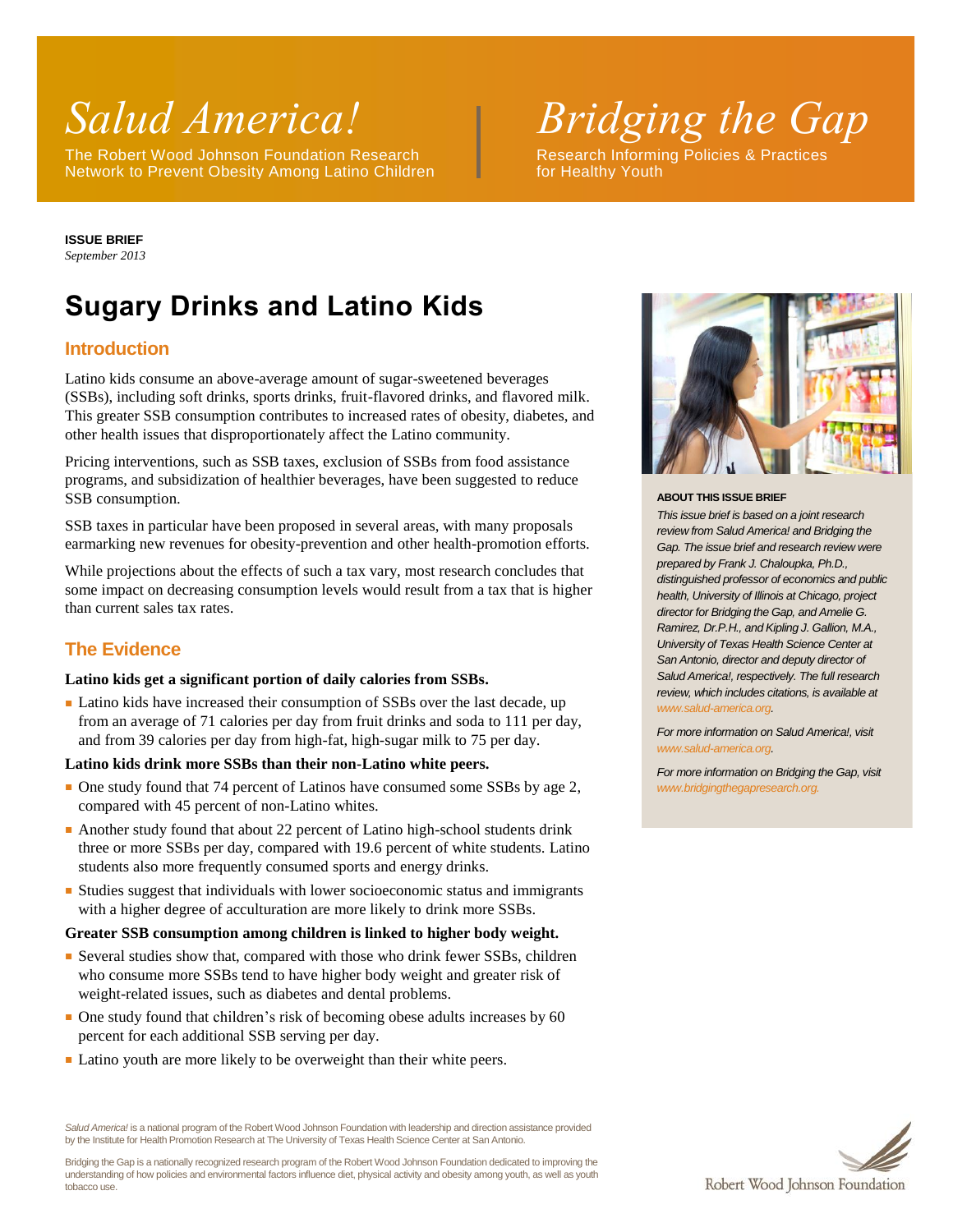# *Salud America!*

The Robert Wood Johnson Foundation Research Network to Prevent Obesity Among Latino Children

# *Bridging the Gap*

Research Informing Policies & Practices for Healthy Youth

**ISSUE BRIEF**
*September 2013*

# Sugary Drinks and Latino Kids

## Introduction

Latino kids consume an above-average amount of sugar-sweetened beverages (SSBs), including soft drinks, sports drinks, fruit-flavored drinks, and flavored milk. This greater SSB consumption contributes to increased rates of obesity, diabetes, and other health issues that disproportionately affect the Latino community.

Pricing interventions, such as SSB taxes, exclusion of SSBs from food assistance programs, and subsidization of healthier beverages, have been suggested to reduce SSB consumption.

SSB taxes in particular have been proposed in several areas, with many proposals earmarking new revenues for obesity-prevention and other health-promotion efforts.

While projections about the effects of such a tax vary, most research concludes that some impact on decreasing consumption levels would result from a tax that is higher than current sales tax rates.

## The Evidence

**Latino kids get a significant portion of daily calories from SSBs.**

- Latino kids have increased their consumption of SSBs over the last decade, up from an average of 71 calories per day from fruit drinks and soda to 111 per day, and from 39 calories per day from high-fat, high-sugar milk to 75 per day.

**Latino kids drink more SSBs than their non-Latino white peers.**

- One study found that 74 percent of Latinos have consumed some SSBs by age 2, compared with 45 percent of non-Latino whites.
- Another study found that about 22 percent of Latino high-school students drink three or more SSBs per day, compared with 19.6 percent of white students. Latino students also more frequently consumed sports and energy drinks.
- Studies suggest that individuals with lower socioeconomic status and immigrants with a higher degree of acculturation are more likely to drink more SSBs.

**Greater SSB consumption among children is linked to higher body weight.**

- Several studies show that, compared with those who drink fewer SSBs, children who consume more SSBs tend to have higher body weight and greater risk of weight-related issues, such as diabetes and dental problems.
- One study found that children's risk of becoming obese adults increases by 60 percent for each additional SSB serving per day.
- Latino youth are more likely to be overweight than their white peers.

**ABOUT THIS ISSUE BRIEF**

*This issue brief is based on a joint research review from Salud America! and Bridging the Gap. The issue brief and research review were prepared by Frank J. Chaloupka, Ph.D., distinguished professor of economics and public health, University of Illinois at Chicago, project director for Bridging the Gap, and Amelie G. Ramirez, Dr.P.H., and Kipling J. Gallion, M.A., University of Texas Health Science Center at San Antonio, director and deputy director of Salud America!, respectively. The full research review, which includes citations, is available at www.salud-america.org.*

*For more information on Salud America!, visit www.salud-america.org.*

*For more information on Bridging the Gap, visit www.bridgingthegapresearch.org.*

*Salud America!* is a national program of the Robert Wood Johnson Foundation with leadership and direction assistance provided by the Institute for Health Promotion Research at The University of Texas Health Science Center at San Antonio.

Bridging the Gap is a nationally recognized research program of the Robert Wood Johnson Foundation dedicated to improving the understanding of how policies and environmental factors influence diet, physical activity and obesity among youth, as well as youth tobacco use.

Robert Wood Johnson Foundation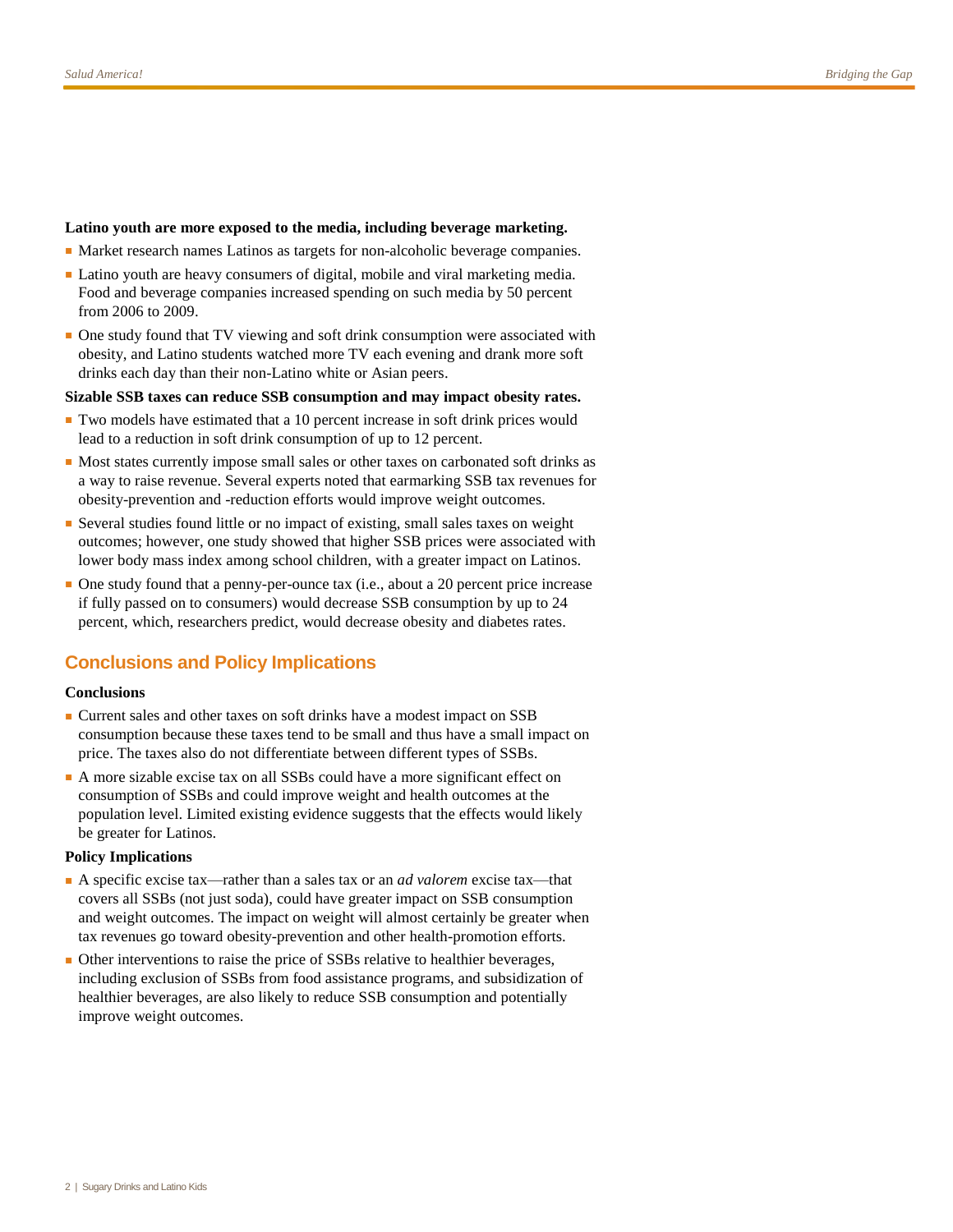**Latino youth are more exposed to the media, including beverage marketing.**

- Market research names Latinos as targets for non-alcoholic beverage companies.
- Latino youth are heavy consumers of digital, mobile and viral marketing media. Food and beverage companies increased spending on such media by 50 percent from 2006 to 2009.
- One study found that TV viewing and soft drink consumption were associated with obesity, and Latino students watched more TV each evening and drank more soft drinks each day than their non-Latino white or Asian peers.

**Sizable SSB taxes can reduce SSB consumption and may impact obesity rates.**

- Two models have estimated that a 10 percent increase in soft drink prices would lead to a reduction in soft drink consumption of up to 12 percent.
- Most states currently impose small sales or other taxes on carbonated soft drinks as a way to raise revenue. Several experts noted that earmarking SSB tax revenues for obesity-prevention and -reduction efforts would improve weight outcomes.
- Several studies found little or no impact of existing, small sales taxes on weight outcomes; however, one study showed that higher SSB prices were associated with lower body mass index among school children, with a greater impact on Latinos.
- One study found that a penny-per-ounce tax (i.e., about a 20 percent price increase if fully passed on to consumers) would decrease SSB consumption by up to 24 percent, which, researchers predict, would decrease obesity and diabetes rates.

## Conclusions and Policy Implications

### Conclusions

- Current sales and other taxes on soft drinks have a modest impact on SSB consumption because these taxes tend to be small and thus have a small impact on price. The taxes also do not differentiate between different types of SSBs.
- A more sizable excise tax on all SSBs could have a more significant effect on consumption of SSBs and could improve weight and health outcomes at the population level. Limited existing evidence suggests that the effects would likely be greater for Latinos.

### Policy Implications

- A specific excise tax—rather than a sales tax or an *ad valorem* excise tax—that covers all SSBs (not just soda), could have greater impact on SSB consumption and weight outcomes. The impact on weight will almost certainly be greater when tax revenues go toward obesity-prevention and other health-promotion efforts.
- Other interventions to raise the price of SSBs relative to healthier beverages, including exclusion of SSBs from food assistance programs, and subsidization of healthier beverages, are also likely to reduce SSB consumption and potentially improve weight outcomes.